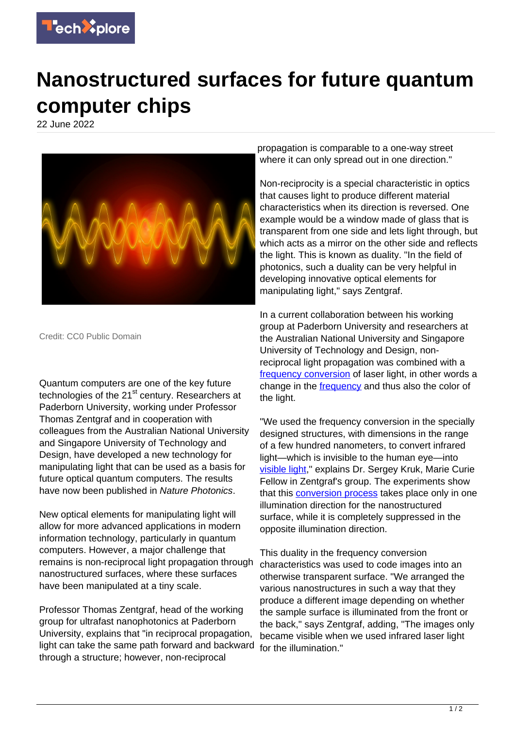# Nanostructured surfaces for future quantum computer chips

22 June 2022

Credit: CC0 Public Domain

Quantum computers are one of the key future technologies of the 21st century. Researchers at Paderborn University, working under Professor Thomas Zentgraf and in cooperation with colleagues from the Australian National University and Singapore University of Technology and Design, have developed a new technology for manipulating light that can be used as a basis for future optical quantum computers. The results have now been published in *Nature Photonics*.

New optical elements for manipulating light will allow for more advanced applications in modern information technology, particularly in quantum computers. However, a major challenge that remains is non-reciprocal light propagation through nanostructured surfaces, where these surfaces have been manipulated at a tiny scale.

Professor Thomas Zentgraf, head of the working group for ultrafast nanophotonics at Paderborn University, explains that "in reciprocal propagation, light can take the same path forward and backward through a structure; however, non-reciprocal propagation is comparable to a one-way street where it can only spread out in one direction."

Non-reciprocity is a special characteristic in optics that causes light to produce different material characteristics when its direction is reversed. One example would be a window made of glass that is transparent from one side and lets light through, but which acts as a mirror on the other side and reflects the light. This is known as duality. "In the field of photonics, such a duality can be very helpful in developing innovative optical elements for manipulating light," says Zentgraf.

In a current collaboration between his working group at Paderborn University and researchers at the Australian National University and Singapore University of Technology and Design, non-reciprocal light propagation was combined with a frequency conversion of laser light, in other words a change in the frequency and thus also the color of the light.

"We used the frequency conversion in the specially designed structures, with dimensions in the range of a few hundred nanometers, to convert infrared light—which is invisible to the human eye—into visible light," explains Dr. Sergey Kruk, Marie Curie Fellow in Zentgraf's group. The experiments show that this conversion process takes place only in one illumination direction for the nanostructured surface, while it is completely suppressed in the opposite illumination direction.

This duality in the frequency conversion characteristics was used to code images into an otherwise transparent surface. "We arranged the various nanostructures in such a way that they produce a different image depending on whether the sample surface is illuminated from the front or the back," says Zentgraf, adding, "The images only became visible when we used infrared laser light for the illumination."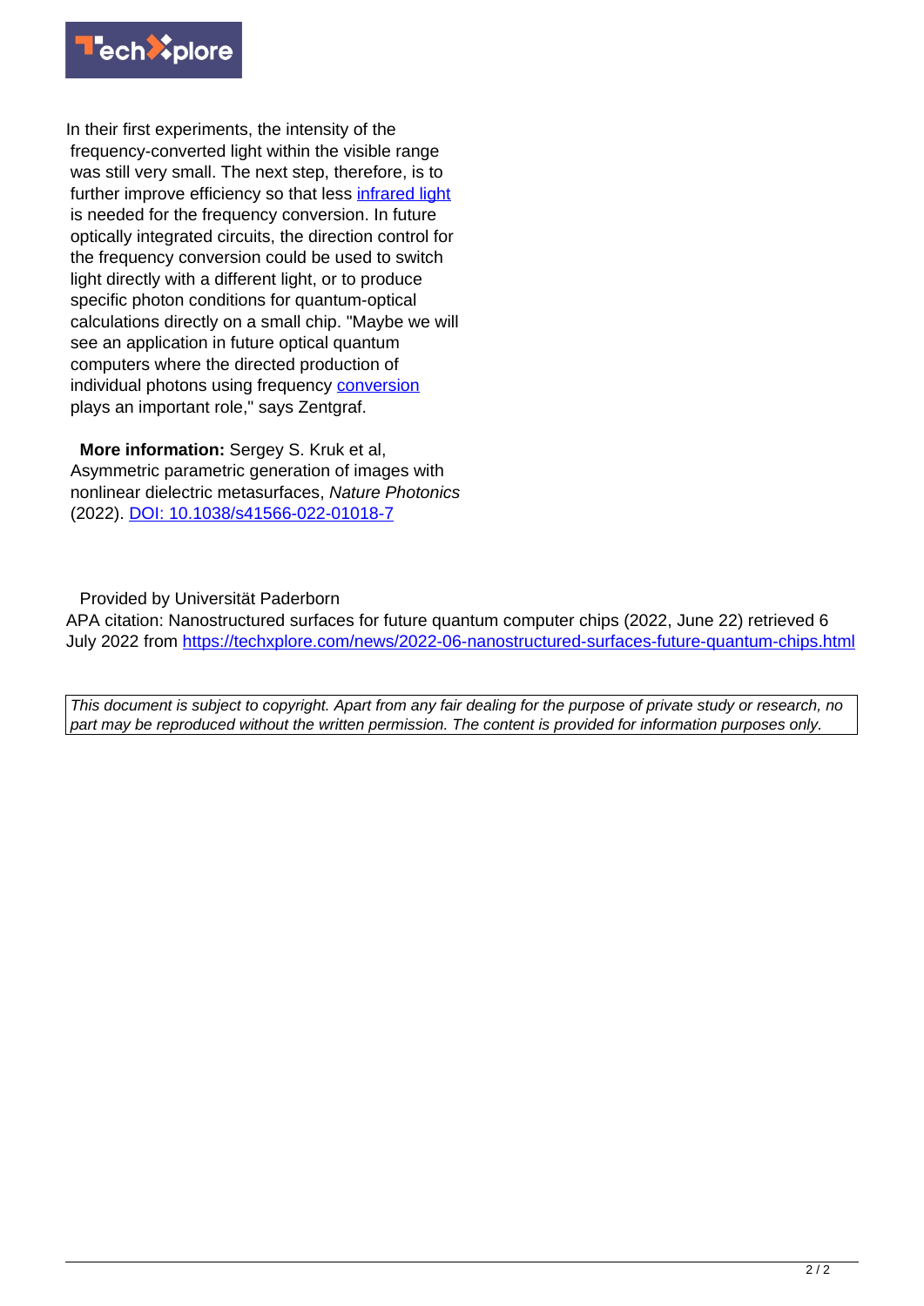In their first experiments, the intensity of the frequency-converted light within the visible range was still very small. The next step, therefore, is to further improve efficiency so that less infrared light is needed for the frequency conversion. In future optically integrated circuits, the direction control for the frequency conversion could be used to switch light directly with a different light, or to produce specific photon conditions for quantum-optical calculations directly on a small chip. "Maybe we will see an application in future optical quantum computers where the directed production of individual photons using frequency conversion plays an important role," says Zentgraf.

**More information:** Sergey S. Kruk et al, Asymmetric parametric generation of images with nonlinear dielectric metasurfaces, *Nature Photonics* (2022). DOI: 10.1038/s41566-022-01018-7

Provided by Universität Paderborn

APA citation: Nanostructured surfaces for future quantum computer chips (2022, June 22) retrieved 6 July 2022 from https://techxplore.com/news/2022-06-nanostructured-surfaces-future-quantum-chips.html

*This document is subject to copyright. Apart from any fair dealing for the purpose of private study or research, no part may be reproduced without the written permission. The content is provided for information purposes only.*